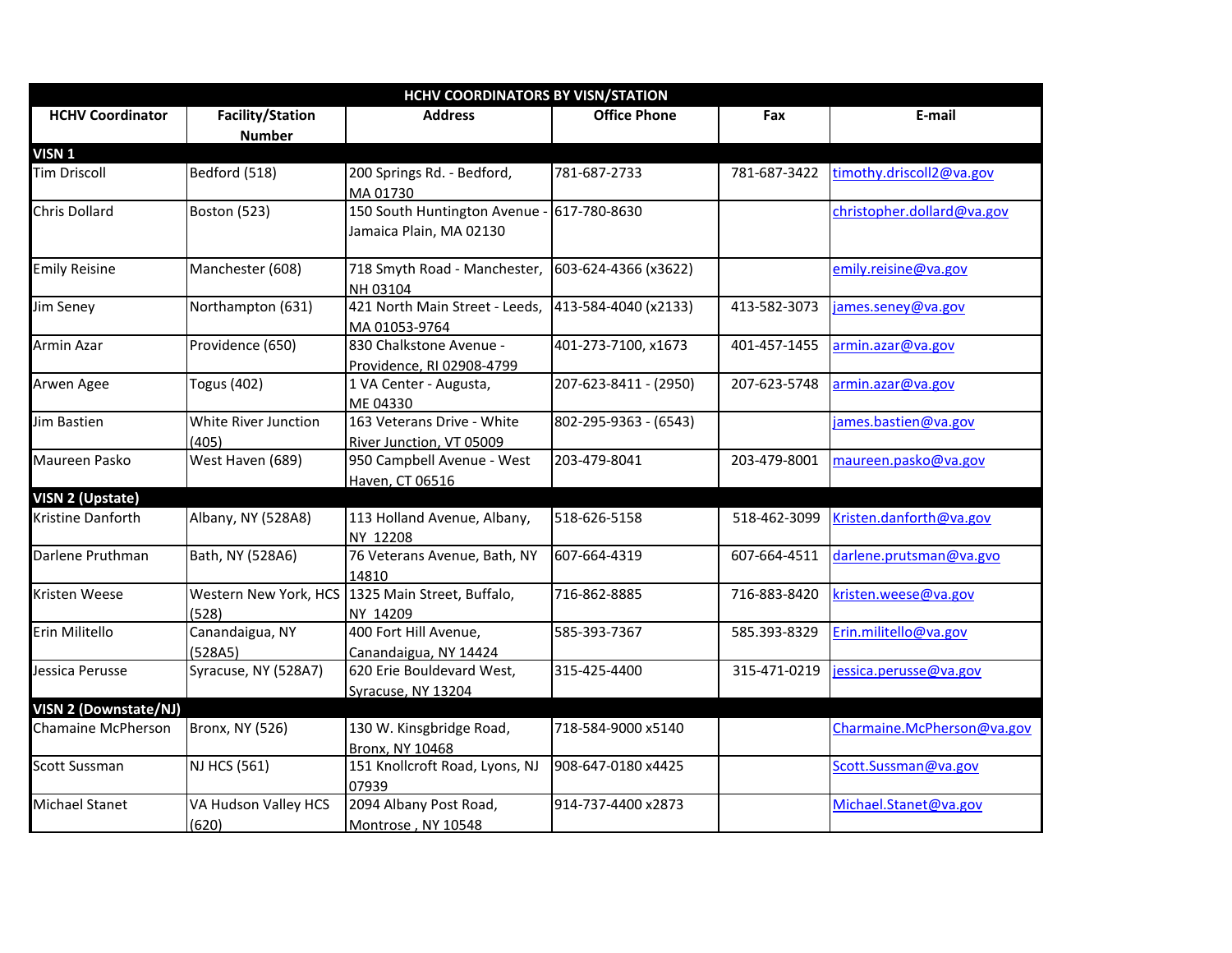| HCHV COORDINATORS BY VISN/STATION | | | | | |
|---|---|---|---|---|---|
| **HCHV Coordinator** | **Facility/Station Number** | **Address** | **Office Phone** | **Fax** | **E-mail** |
| **VISN 1** | | | | | |
| Tim Driscoll | Bedford (518) | 200 Springs Rd. - Bedford, MA 01730 | 781-687-2733 | 781-687-3422 | timothy.driscoll2@va.gov |
| Chris Dollard | Boston (523) | 150 South Huntington Avenue - Jamaica Plain, MA 02130 | 617-780-8630 | | christopher.dollard@va.gov |
| Emily Reisine | Manchester (608) | 718 Smyth Road - Manchester, NH 03104 | 603-624-4366 (x3622) | | emily.reisine@va.gov |
| Jim Seney | Northampton (631) | 421 North Main Street - Leeds, MA 01053-9764 | 413-584-4040 (x2133) | 413-582-3073 | james.seney@va.gov |
| Armin Azar | Providence (650) | 830 Chalkstone Avenue - Providence, RI 02908-4799 | 401-273-7100, x1673 | 401-457-1455 | armin.azar@va.gov |
| Arwen Agee | Togus (402) | 1 VA Center - Augusta, ME 04330 | 207-623-8411 - (2950) | 207-623-5748 | armin.azar@va.gov |
| Jim Bastien | White River Junction (405) | 163 Veterans Drive - White River Junction, VT 05009 | 802-295-9363 - (6543) | | james.bastien@va.gov |
| Maureen Pasko | West Haven (689) | 950 Campbell Avenue - West Haven, CT 06516 | 203-479-8041 | 203-479-8001 | maureen.pasko@va.gov |
| **VISN 2 (Upstate)** | | | | | |
| Kristine Danforth | Albany, NY (528A8) | 113 Holland Avenue, Albany, NY 12208 | 518-626-5158 | 518-462-3099 | Kristen.danforth@va.gov |
| Darlene Pruthman | Bath, NY (528A6) | 76 Veterans Avenue, Bath, NY 14810 | 607-664-4319 | 607-664-4511 | darlene.prutsman@va.gvo |
| Kristen Weese | Western New York, HCS (528) | 1325 Main Street, Buffalo, NY 14209 | 716-862-8885 | 716-883-8420 | kristen.weese@va.gov |
| Erin Militello | Canandaigua, NY (528A5) | 400 Fort Hill Avenue, Canandaigua, NY 14424 | 585-393-7367 | 585.393-8329 | Erin.militello@va.gov |
| Jessica Perusse | Syracuse, NY (528A7) | 620 Erie Bouldevard West, Syracuse, NY 13204 | 315-425-4400 | 315-471-0219 | jessica.perusse@va.gov |
| **VISN 2 (Downstate/NJ)** | | | | | |
| Chamaine McPherson | Bronx, NY (526) | 130 W. Kingsbridge Road, Bronx, NY 10468 | 718-584-9000 x5140 | | Charmaine.McPherson@va.gov |
| Scott Sussman | NJ HCS (561) | 151 Knollcroft Road, Lyons, NJ 07939 | 908-647-0180 x4425 | | Scott.Sussman@va.gov |
| Michael Stanet | VA Hudson Valley HCS (620) | 2094 Albany Post Road, Montrose , NY 10548 | 914-737-4400 x2873 | | Michael.Stanet@va.gov |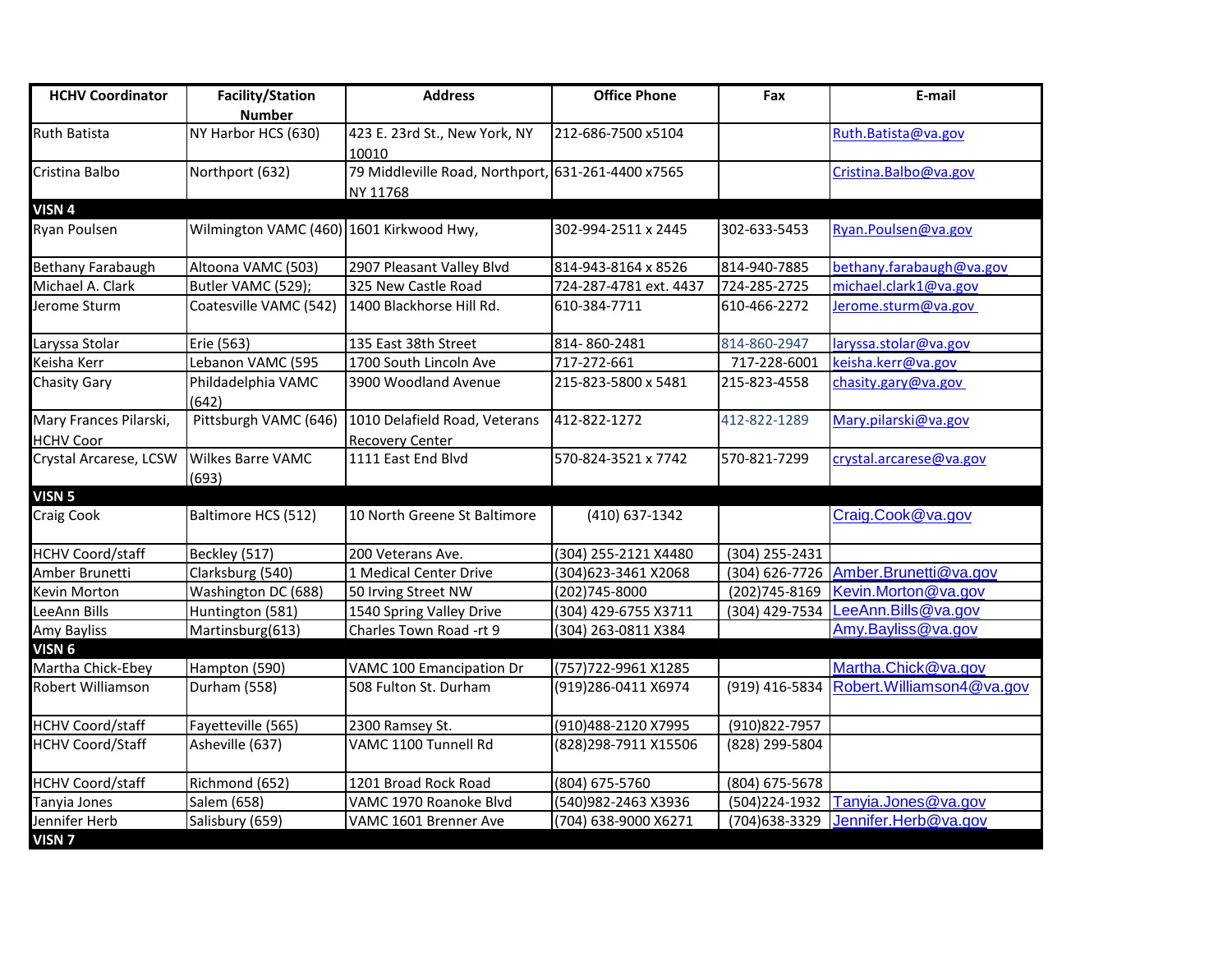| HCHV Coordinator | Facility/Station Number | Address | Office Phone | Fax | E-mail |
|---|---|---|---|---|---|
| Ruth Batista | NY Harbor HCS (630) | 423 E. 23rd St., New York, NY 10010 | 212-686-7500 x5104 | | Ruth.Batista@va.gov |
| Cristina Balbo | Northport (632) | 79 Middleville Road, Northport, NY 11768 | 631-261-4400 x7565 | | Cristina.Balbo@va.gov |
| **VISN 4** | | | | | |
| Ryan Poulsen | Wilmington VAMC (460) | 1601 Kirkwood Hwy, | 302-994-2511 x 2445 | 302-633-5453 | Ryan.Poulsen@va.gov |
| Bethany Farabaugh | Altoona VAMC (503) | 2907 Pleasant Valley Blvd | 814-943-8164 x 8526 | 814-940-7885 | bethany.farabaugh@va.gov |
| Michael A. Clark | Butler VAMC (529); | 325 New Castle Road | 724-287-4781 ext. 4437 | 724-285-2725 | michael.clark1@va.gov |
| Jerome Sturm | Coatesville VAMC (542) | 1400 Blackhorse Hill Rd. | 610-384-7711 | 610-466-2272 | Jerome.sturm@va.gov |
| Laryssa Stolar | Erie (563) | 135 East 38th Street | 814- 860-2481 | 814-860-2947 | laryssa.stolar@va.gov |
| Keisha Kerr | Lebanon VAMC (595 | 1700 South Lincoln Ave | 717-272-661 | 717-228-6001 | keisha.kerr@va.gov |
| Chasity Gary | Phildadelphia VAMC (642) | 3900 Woodland Avenue | 215-823-5800 x 5481 | 215-823-4558 | chasity.gary@va.gov |
| Mary Frances Pilarski, HCHV Coor | Pittsburgh VAMC (646) | 1010 Delafield Road, Veterans Recovery Center | 412-822-1272 | 412-822-1289 | Mary.pilarski@va.gov |
| Crystal Arcarese, LCSW | Wilkes Barre VAMC (693) | 1111 East End Blvd | 570-824-3521 x 7742 | 570-821-7299 | crystal.arcarese@va.gov |
| **VISN 5** | | | | | |
| Craig Cook | Baltimore HCS (512) | 10 North Greene St Baltimore | (410) 637-1342 | | Craig.Cook@va.gov |
| HCHV Coord/staff | Beckley (517) | 200 Veterans Ave. | (304) 255-2121 X4480 | (304) 255-2431 | |
| Amber Brunetti | Clarksburg (540) | 1 Medical Center Drive | (304)623-3461 X2068 | (304) 626-7726 | Amber.Brunetti@va.gov |
| Kevin Morton | Washington DC (688) | 50 Irving Street NW | (202)745-8000 | (202)745-8169 | Kevin.Morton@va.gov |
| LeeAnn Bills | Huntington (581) | 1540 Spring Valley Drive | (304) 429-6755 X3711 | (304) 429-7534 | LeeAnn.Bills@va.gov |
| Amy Bayliss | Martinsburg(613) | Charles Town Road -rt 9 | (304) 263-0811 X384 | | Amy.Bayliss@va.gov |
| **VISN 6** | | | | | |
| Martha Chick-Ebey | Hampton (590) | VAMC 100 Emancipation Dr | (757)722-9961 X1285 | | Martha.Chick@va.gov |
| Robert Williamson | Durham (558) | 508 Fulton St. Durham | (919)286-0411 X6974 | (919) 416-5834 | Robert.Williamson4@va.gov |
| HCHV Coord/staff | Fayetteville (565) | 2300 Ramsey St. | (910)488-2120 X7995 | (910)822-7957 | |
| HCHV Coord/Staff | Asheville (637) | VAMC 1100 Tunnell Rd | (828)298-7911 X15506 | (828) 299-5804 | |
| HCHV Coord/staff | Richmond (652) | 1201 Broad Rock Road | (804) 675-5760 | (804) 675-5678 | |
| Tanyia Jones | Salem (658) | VAMC 1970 Roanoke Blvd | (540)982-2463 X3936 | (504)224-1932 | Tanyia.Jones@va.gov |
| Jennifer Herb | Salisbury (659) | VAMC 1601 Brenner Ave | (704) 638-9000 X6271 | (704)638-3329 | Jennifer.Herb@va.gov |
| **VISN 7** | | | | | |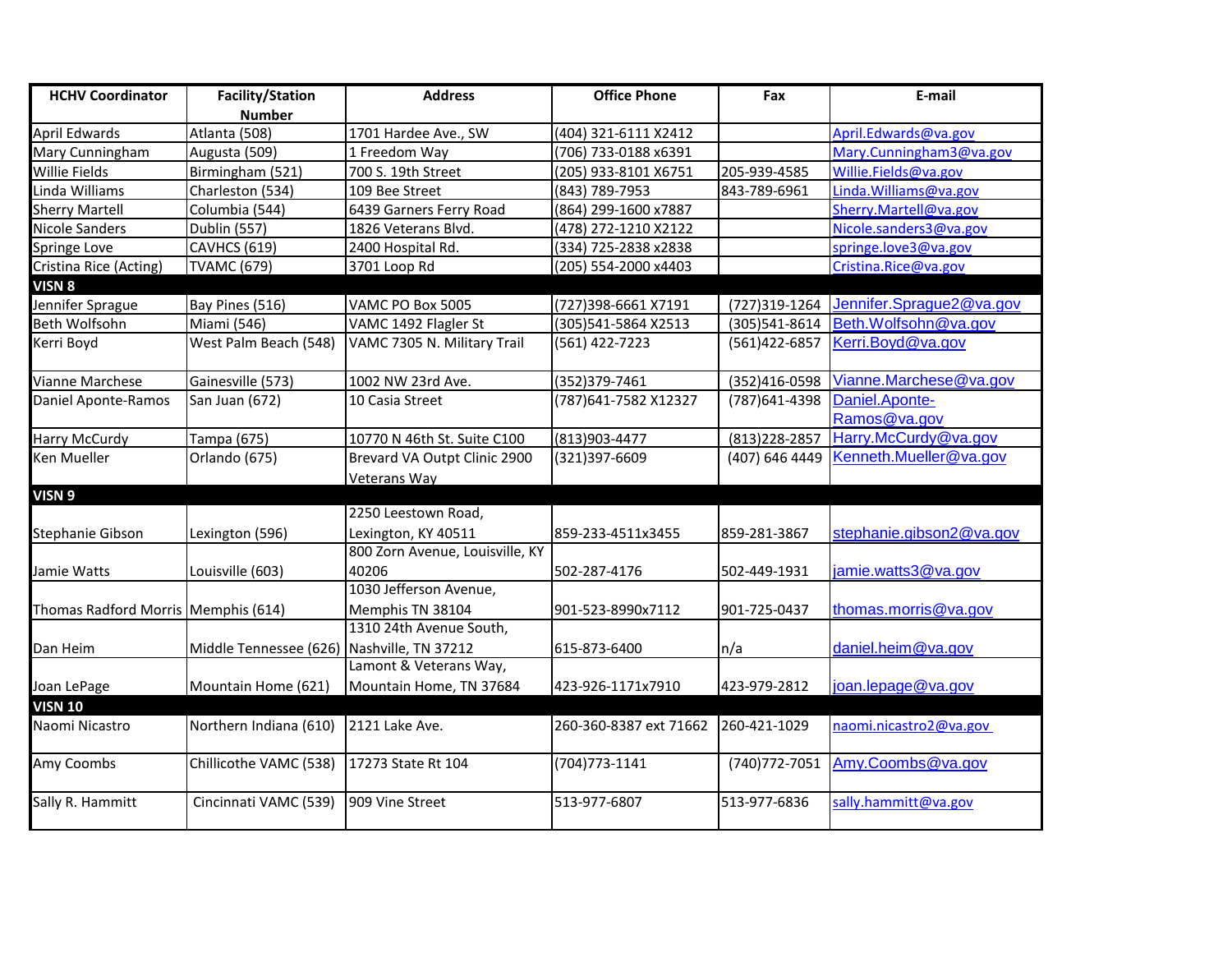| HCHV Coordinator | Facility/Station Number | Address | Office Phone | Fax | E-mail |
|---|---|---|---|---|---|
| April Edwards | Atlanta (508) | 1701 Hardee Ave., SW | (404) 321-6111 X2412 | | April.Edwards@va.gov |
| Mary Cunningham | Augusta (509) | 1 Freedom Way | (706) 733-0188 x6391 | | Mary.Cunningham3@va.gov |
| Willie Fields | Birmingham (521) | 700 S. 19th Street | (205) 933-8101 X6751 | 205-939-4585 | Willie.Fields@va.gov |
| Linda Williams | Charleston (534) | 109 Bee Street | (843) 789-7953 | 843-789-6961 | Linda.Williams@va.gov |
| Sherry Martell | Columbia (544) | 6439 Garners Ferry Road | (864) 299-1600 x7887 | | Sherry.Martell@va.gov |
| Nicole Sanders | Dublin (557) | 1826 Veterans Blvd. | (478) 272-1210 X2122 | | Nicole.sanders3@va.gov |
| Springe Love | CAVHCS (619) | 2400 Hospital Rd. | (334) 725-2838 x2838 | | springe.love3@va.gov |
| Cristina Rice (Acting) | TVAMC (679) | 3701 Loop Rd | (205) 554-2000 x4403 | | Cristina.Rice@va.gov |
| **VISN 8** | | | | | |
| Jennifer Sprague | Bay Pines (516) | VAMC PO Box 5005 | (727)398-6661 X7191 | (727)319-1264 | Jennifer.Sprague2@va.gov |
| Beth Wolfsohn | Miami (546) | VAMC 1492 Flagler St | (305)541-5864 X2513 | (305)541-8614 | Beth.Wolfsohn@va.gov |
| Kerri Boyd | West Palm Beach (548) | VAMC 7305 N. Military Trail | (561) 422-7223 | (561)422-6857 | Kerri.Boyd@va.gov |
| Vianne Marchese | Gainesville (573) | 1002 NW 23rd Ave. | (352)379-7461 | (352)416-0598 | Vianne.Marchese@va.gov |
| Daniel Aponte-Ramos | San Juan (672) | 10 Casia Street | (787)641-7582 X12327 | (787)641-4398 | Daniel.Aponte-Ramos@va.gov |
| Harry McCurdy | Tampa (675) | 10770 N 46th St. Suite C100 | (813)903-4477 | (813)228-2857 | Harry.McCurdy@va.gov |
| Ken Mueller | Orlando (675) | Brevard VA Outpt Clinic 2900 Veterans Way | (321)397-6609 | (407) 646 4449 | Kenneth.Mueller@va.gov |
| **VISN 9** | | | | | |
| Stephanie Gibson | Lexington (596) | 2250 Leestown Road, Lexington, KY 40511 | 859-233-4511x3455 | 859-281-3867 | stephanie.gibson2@va.gov |
| Jamie Watts | Louisville (603) | 800 Zorn Avenue, Louisville, KY 40206 | 502-287-4176 | 502-449-1931 | jamie.watts3@va.gov |
| Thomas Radford Morris | Memphis (614) | 1030 Jefferson Avenue, Memphis TN 38104 | 901-523-8990x7112 | 901-725-0437 | thomas.morris@va.gov |
| Dan Heim | Middle Tennessee (626) | 1310 24th Avenue South, Nashville, TN 37212 | 615-873-6400 | n/a | daniel.heim@va.gov |
| Joan LePage | Mountain Home (621) | Lamont & Veterans Way, Mountain Home, TN 37684 | 423-926-1171x7910 | 423-979-2812 | joan.lepage@va.gov |
| **VISN 10** | | | | | |
| Naomi Nicastro | Northern Indiana (610) | 2121 Lake Ave. | 260-360-8387 ext 71662 | 260-421-1029 | naomi.nicastro2@va.gov |
| Amy Coombs | Chillicothe VAMC (538) | 17273 State Rt 104 | (704)773-1141 | (740)772-7051 | Amy.Coombs@va.gov |
| Sally R. Hammitt | Cincinnati VAMC (539) | 909 Vine Street | 513-977-6807 | 513-977-6836 | sally.hammitt@va.gov |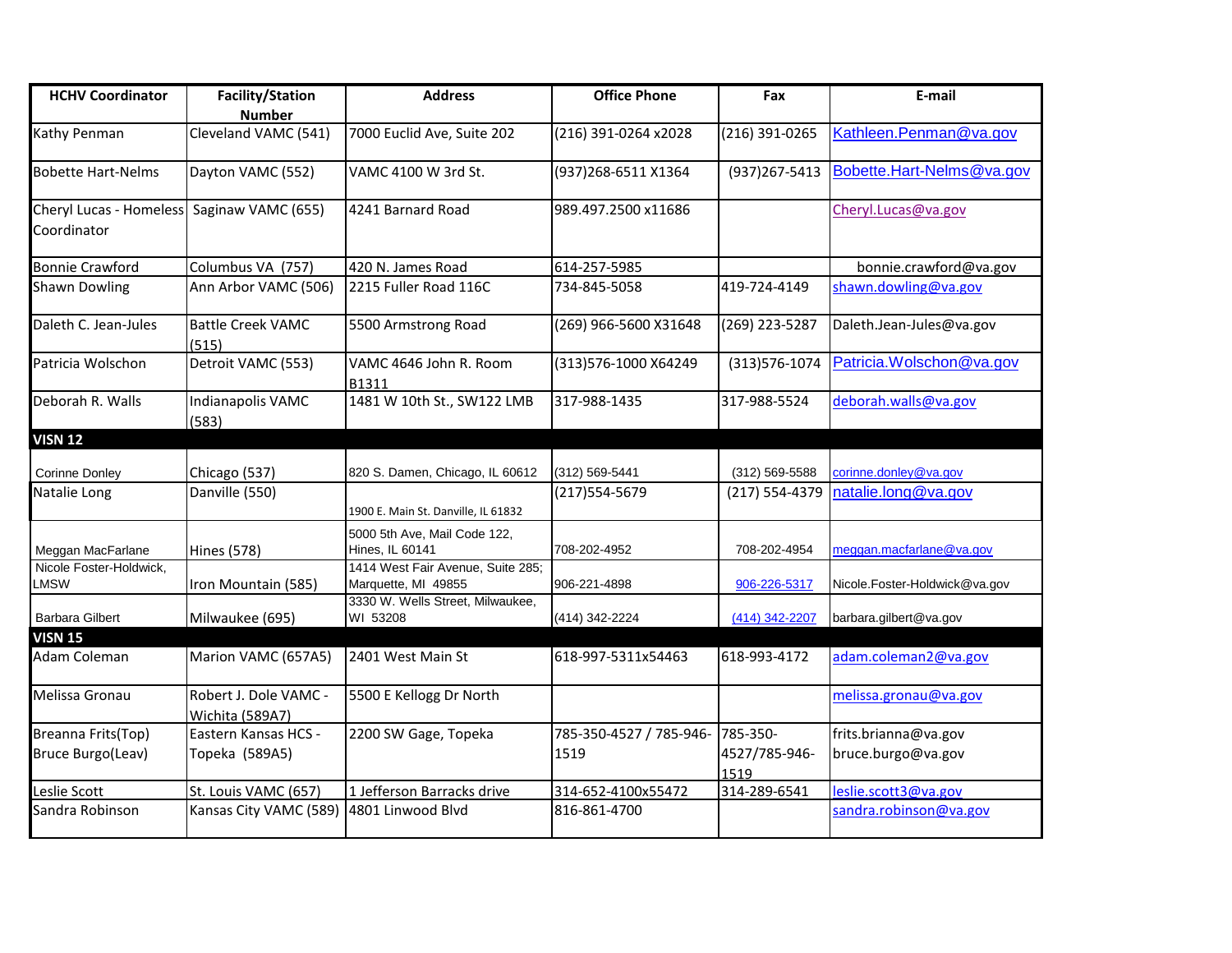| HCHV Coordinator | Facility/Station Number | Address | Office Phone | Fax | E-mail |
|---|---|---|---|---|---|
| Kathy Penman | Cleveland VAMC (541) | 7000 Euclid Ave, Suite 202 | (216) 391-0264 x2028 | (216) 391-0265 | Kathleen.Penman@va.gov |
| Bobette Hart-Nelms | Dayton VAMC (552) | VAMC 4100 W 3rd St. | (937)268-6511 X1364 | (937)267-5413 | Bobette.Hart-Nelms@va.gov |
| Cheryl Lucas - Homeless Coordinator | Saginaw VAMC (655) | 4241 Barnard Road | 989.497.2500 x11686 | | Cheryl.Lucas@va.gov |
| Bonnie Crawford | Columbus VA (757) | 420 N. James Road | 614-257-5985 | | bonnie.crawford@va.gov |
| Shawn Dowling | Ann Arbor VAMC (506) | 2215 Fuller Road 116C | 734-845-5058 | 419-724-4149 | shawn.dowling@va.gov |
| Daleth C. Jean-Jules | Battle Creek VAMC (515) | 5500 Armstrong Road | (269) 966-5600 X31648 | (269) 223-5287 | Daleth.Jean-Jules@va.gov |
| Patricia Wolschon | Detroit VAMC (553) | VAMC 4646 John R. Room B1311 | (313)576-1000 X64249 | (313)576-1074 | Patricia.Wolschon@va.gov |
| Deborah R. Walls | Indianapolis VAMC (583) | 1481 W 10th St., SW122 LMB | 317-988-1435 | 317-988-5524 | deborah.walls@va.gov |
| **VISN 12** | | | | | |
| Corinne Donley | Chicago (537) | 820 S. Damen, Chicago, IL 60612 | (312) 569-5441 | (312) 569-5588 | corinne.donley@va.gov |
| Natalie Long | Danville (550) | 1900 E. Main St. Danville, IL 61832 | (217)554-5679 | (217) 554-4379 | natalie.long@va.gov |
| Meggan MacFarlane | Hines (578) | 5000 5th Ave, Mail Code 122, Hines, IL 60141 | 708-202-4952 | 708-202-4954 | meggan.macfarlane@va.gov |
| Nicole Foster-Holdwick, LMSW | Iron Mountain (585) | 1414 West Fair Avenue, Suite 285; Marquette, MI 49855 | 906-221-4898 | 906-226-5317 | Nicole.Foster-Holdwick@va.gov |
| Barbara Gilbert | Milwaukee (695) | 3330 W. Wells Street, Milwaukee, WI 53208 | (414) 342-2224 | (414) 342-2207 | barbara.gilbert@va.gov |
| **VISN 15** | | | | | |
| Adam Coleman | Marion VAMC (657A5) | 2401 West Main St | 618-997-5311x54463 | 618-993-4172 | adam.coleman2@va.gov |
| Melissa Gronau | Robert J. Dole VAMC - Wichita (589A7) | 5500 E Kellogg Dr North | | | melissa.gronau@va.gov |
| Breanna Frits(Top) Bruce Burgo(Leav) | Eastern Kansas HCS - Topeka (589A5) | 2200 SW Gage, Topeka | 785-350-4527 / 785-946-1519 | 785-350-4527/785-946-1519 | frits.brianna@va.gov bruce.burgo@va.gov |
| Leslie Scott | St. Louis VAMC (657) | 1 Jefferson Barracks drive | 314-652-4100x55472 | 314-289-6541 | leslie.scott3@va.gov |
| Sandra Robinson | Kansas City VAMC (589) | 4801 Linwood Blvd | 816-861-4700 | | sandra.robinson@va.gov |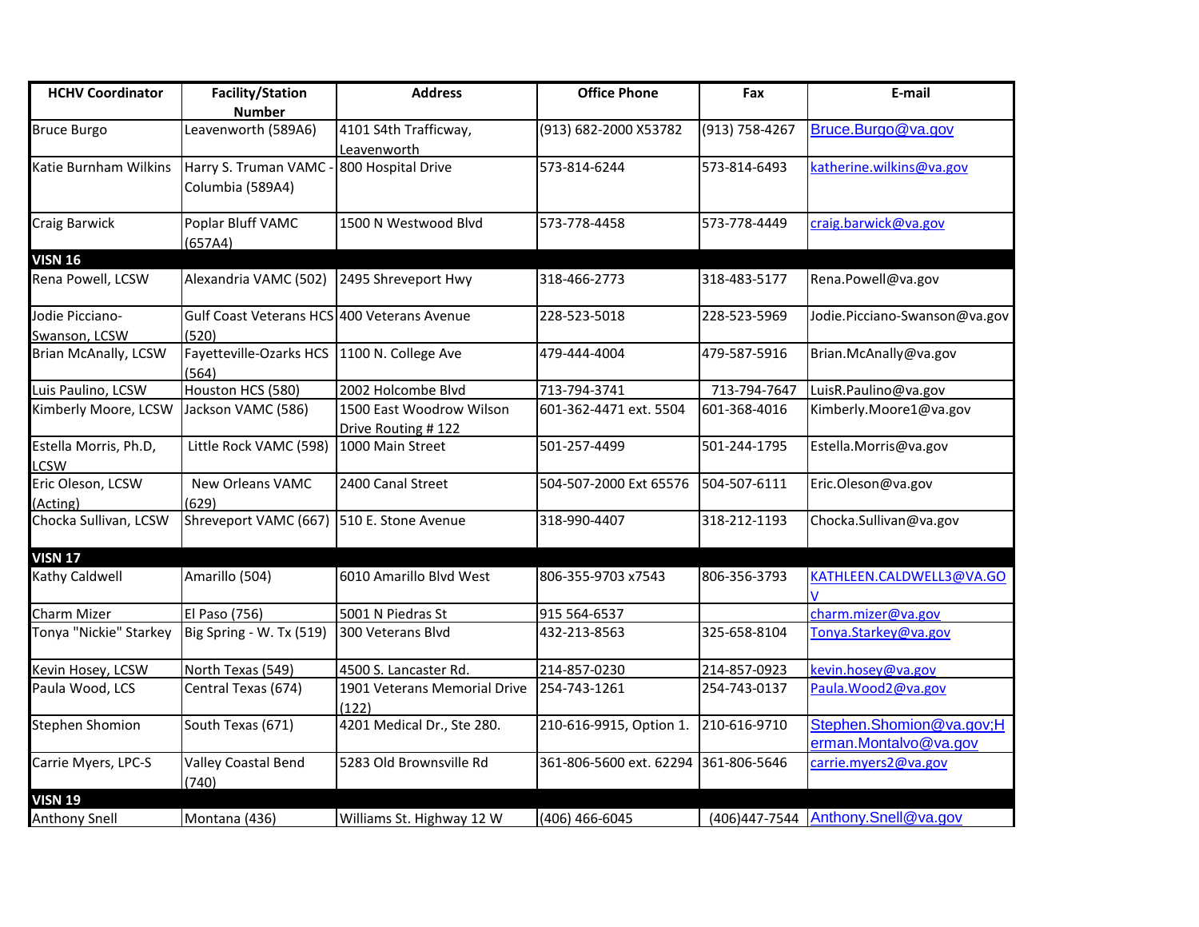| HCHV Coordinator | Facility/Station Number | Address | Office Phone | Fax | E-mail |
|---|---|---|---|---|---|
| Bruce Burgo | Leavenworth (589A6) | 4101 S4th Trafficway, Leavenworth | (913) 682-2000 X53782 | (913) 758-4267 | Bruce.Burgo@va.gov |
| Katie Burnham Wilkins | Harry S. Truman VAMC - Columbia (589A4) | 800 Hospital Drive | 573-814-6244 | 573-814-6493 | katherine.wilkins@va.gov |
| Craig Barwick | Poplar Bluff VAMC (657A4) | 1500 N Westwood Blvd | 573-778-4458 | 573-778-4449 | craig.barwick@va.gov |
| **VISN 16** | | | | | |
| Rena Powell, LCSW | Alexandria VAMC (502) | 2495 Shreveport Hwy | 318-466-2773 | 318-483-5177 | Rena.Powell@va.gov |
| Jodie Picciano-Swanson, LCSW | Gulf Coast Veterans HCS (520) | 400 Veterans Avenue | 228-523-5018 | 228-523-5969 | Jodie.Picciano-Swanson@va.gov |
| Brian McAnally, LCSW | Fayetteville-Ozarks HCS (564) | 1100 N. College Ave | 479-444-4004 | 479-587-5916 | Brian.McAnally@va.gov |
| Luis Paulino, LCSW | Houston HCS (580) | 2002 Holcombe Blvd | 713-794-3741 | 713-794-7647 | LuisR.Paulino@va.gov |
| Kimberly Moore, LCSW | Jackson VAMC (586) | 1500 East Woodrow Wilson Drive Routing # 122 | 601-362-4471 ext. 5504 | 601-368-4016 | Kimberly.Moore1@va.gov |
| Estella Morris, Ph.D, LCSW | Little Rock VAMC (598) | 1000 Main Street | 501-257-4499 | 501-244-1795 | Estella.Morris@va.gov |
| Eric Oleson, LCSW (Acting) | New Orleans VAMC (629) | 2400 Canal Street | 504-507-2000 Ext 65576 | 504-507-6111 | Eric.Oleson@va.gov |
| Chocka Sullivan, LCSW | Shreveport VAMC (667) | 510 E. Stone Avenue | 318-990-4407 | 318-212-1193 | Chocka.Sullivan@va.gov |
| **VISN 17** | | | | | |
| Kathy Caldwell | Amarillo (504) | 6010 Amarillo Blvd West | 806-355-9703 x7543 | 806-356-3793 | KATHLEEN.CALDWELL3@VA.GOV |
| Charm Mizer | El Paso (756) | 5001 N Piedras St | 915 564-6537 | | charm.mizer@va.gov |
| Tonya "Nickie" Starkey | Big Spring - W. Tx (519) | 300 Veterans Blvd | 432-213-8563 | 325-658-8104 | Tonya.Starkey@va.gov |
| Kevin Hosey, LCSW | North Texas (549) | 4500 S. Lancaster Rd. | 214-857-0230 | 214-857-0923 | kevin.hosey@va.gov |
| Paula Wood, LCS | Central Texas (674) | 1901 Veterans Memorial Drive (122) | 254-743-1261 | 254-743-0137 | Paula.Wood2@va.gov |
| Stephen Shomion | South Texas (671) | 4201 Medical Dr., Ste 280. | 210-616-9915, Option 1. | 210-616-9710 | Stephen.Shomion@va.gov;Herman.Montalvo@va.gov |
| Carrie Myers, LPC-S | Valley Coastal Bend (740) | 5283 Old Brownsville Rd | 361-806-5600 ext. 62294 | 361-806-5646 | carrie.myers2@va.gov |
| **VISN 19** | | | | | |
| Anthony Snell | Montana (436) | Williams St. Highway 12 W | (406) 466-6045 | (406)447-7544 | Anthony.Snell@va.gov |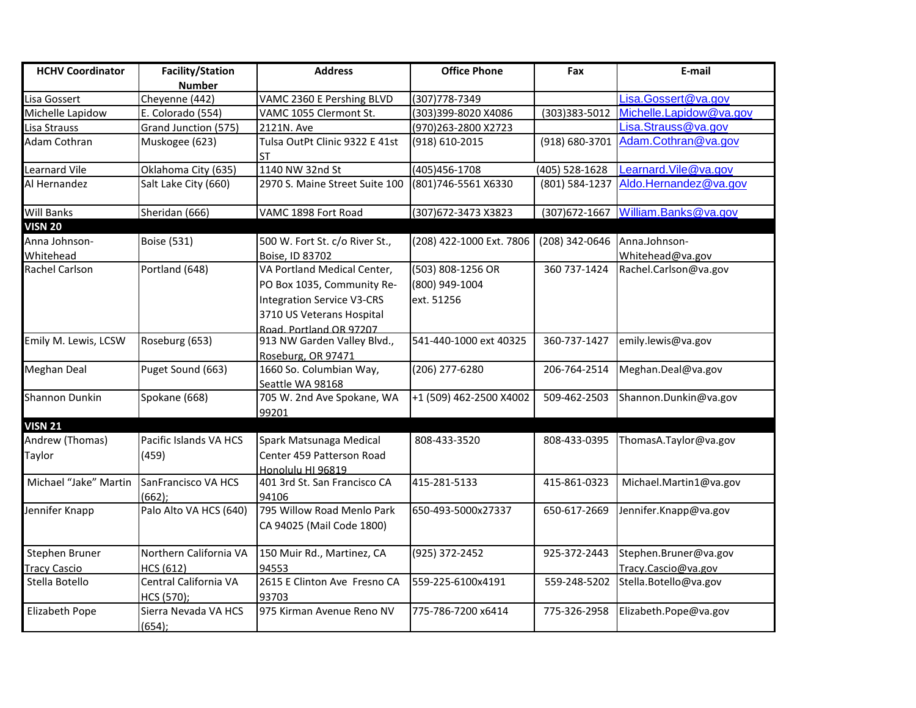| HCHV Coordinator | Facility/Station Number | Address | Office Phone | Fax | E-mail |
|---|---|---|---|---|---|
| Lisa Gossert | Cheyenne (442) | VAMC 2360 E Pershing BLVD | (307)778-7349 | | Lisa.Gossert@va.gov |
| Michelle Lapidow | E. Colorado (554) | VAMC 1055 Clermont St. | (303)399-8020 X4086 | (303)383-5012 | Michelle.Lapidow@va.gov |
| Lisa Strauss | Grand Junction (575) | 2121N. Ave | (970)263-2800 X2723 | | Lisa.Strauss@va.gov |
| Adam Cothran | Muskogee (623) | Tulsa OutPt Clinic 9322 E 41st ST | (918) 610-2015 | (918) 680-3701 | Adam.Cothran@va.gov |
| Learnard Vile | Oklahoma City (635) | 1140 NW 32nd St | (405)456-1708 | (405) 528-1628 | Learnard.Vile@va.gov |
| Al Hernandez | Salt Lake City (660) | 2970 S. Maine Street Suite 100 | (801)746-5561 X6330 | (801) 584-1237 | Aldo.Hernandez@va.gov |
| Will Banks | Sheridan (666) | VAMC 1898 Fort Road | (307)672-3473 X3823 | (307)672-1667 | William.Banks@va.gov |
| **VISN 20** | | | | | |
| Anna Johnson-Whitehead | Boise (531) | 500 W. Fort St. c/o River St., Boise, ID 83702 | (208) 422-1000 Ext. 7806 | (208) 342-0646 | Anna.Johnson-Whitehead@va.gov |
| Rachel Carlson | Portland (648) | VA Portland Medical Center, PO Box 1035, Community Re-Integration Service V3-CRS 3710 US Veterans Hospital Road, Portland OR 97207 | (503) 808-1256 OR (800) 949-1004 ext. 51256 | 360 737-1424 | Rachel.Carlson@va.gov |
| Emily M. Lewis, LCSW | Roseburg (653) | 913 NW Garden Valley Blvd., Roseburg, OR 97471 | 541-440-1000 ext 40325 | 360-737-1427 | emily.lewis@va.gov |
| Meghan Deal | Puget Sound (663) | 1660 So. Columbian Way, Seattle WA 98168 | (206) 277-6280 | 206-764-2514 | Meghan.Deal@va.gov |
| Shannon Dunkin | Spokane (668) | 705 W. 2nd Ave Spokane, WA 99201 | +1 (509) 462-2500 X4002 | 509-462-2503 | Shannon.Dunkin@va.gov |
| **VISN 21** | | | | | |
| Andrew (Thomas) Taylor | Pacific Islands VA HCS (459) | Spark Matsunaga Medical Center 459 Patterson Road Honolulu HI 96819 | 808-433-3520 | 808-433-0395 | ThomasA.Taylor@va.gov |
| Michael "Jake" Martin | SanFrancisco VA HCS (662); | 401 3rd St. San Francisco CA 94106 | 415-281-5133 | 415-861-0323 | Michael.Martin1@va.gov |
| Jennifer Knapp | Palo Alto VA HCS (640) | 795 Willow Road Menlo Park CA 94025 (Mail Code 1800) | 650-493-5000x27337 | 650-617-2669 | Jennifer.Knapp@va.gov |
| Stephen Bruner Tracy Cascio | Northern California VA HCS (612) | 150 Muir Rd., Martinez, CA 94553 | (925) 372-2452 | 925-372-2443 | Stephen.Bruner@va.gov Tracy.Cascio@va.gov |
| Stella Botello | Central California VA HCS (570); | 2615 E Clinton Ave Fresno CA 93703 | 559-225-6100x4191 | 559-248-5202 | Stella.Botello@va.gov |
| Elizabeth Pope | Sierra Nevada VA HCS (654); | 975 Kirman Avenue Reno NV | 775-786-7200 x6414 | 775-326-2958 | Elizabeth.Pope@va.gov |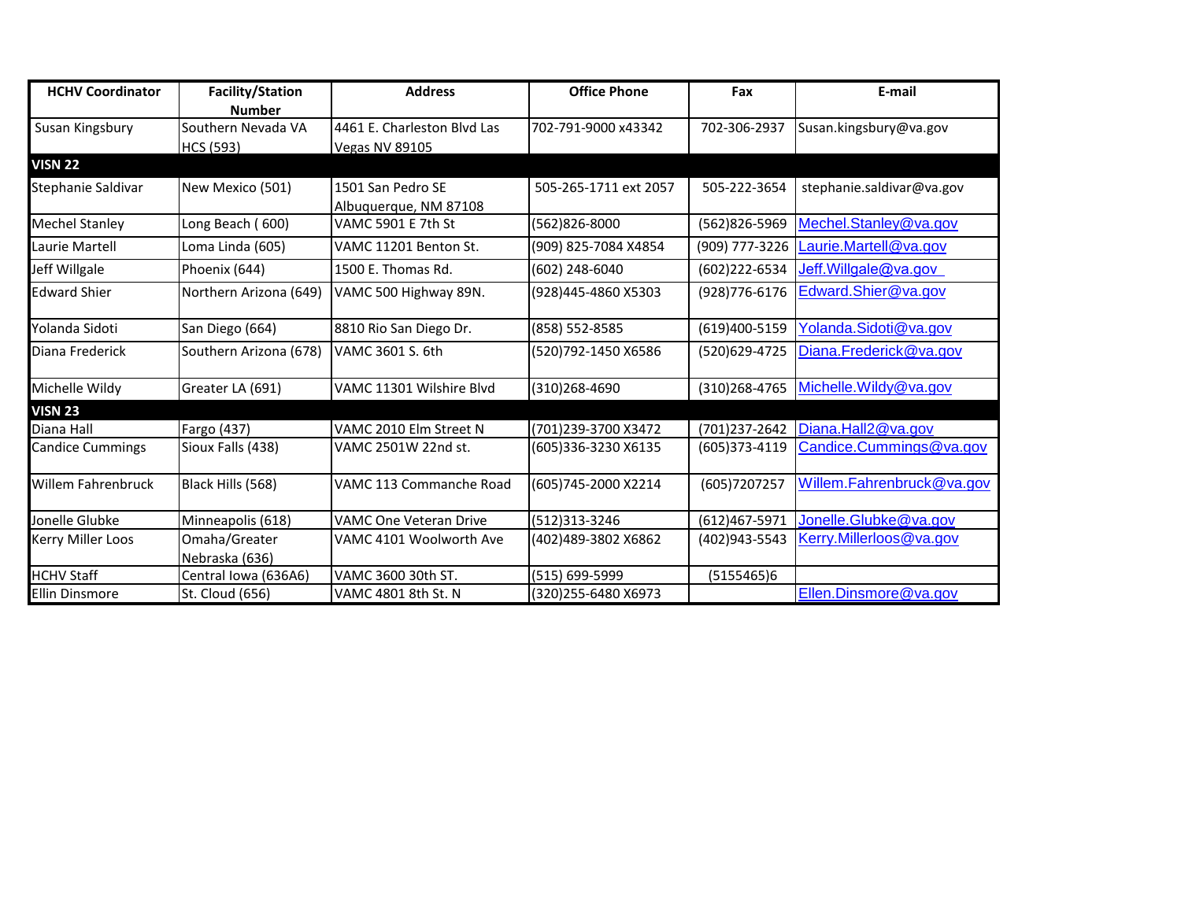| HCHV Coordinator | Facility/Station Number | Address | Office Phone | Fax | E-mail |
|---|---|---|---|---|---|
| Susan Kingsbury | Southern Nevada VA HCS (593) | 4461 E. Charleston Blvd Las Vegas NV 89105 | 702-791-9000 x43342 | 702-306-2937 | Susan.kingsbury@va.gov |
| **VISN 22** | | | | | |
| Stephanie Saldivar | New Mexico (501) | 1501 San Pedro SE Albuquerque, NM 87108 | 505-265-1711 ext 2057 | 505-222-3654 | stephanie.saldivar@va.gov |
| Mechel Stanley | Long Beach ( 600) | VAMC 5901 E 7th St | (562)826-8000 | (562)826-5969 | Mechel.Stanley@va.gov |
| Laurie Martell | Loma Linda (605) | VAMC 11201 Benton St. | (909) 825-7084 X4854 | (909) 777-3226 | Laurie.Martell@va.gov |
| Jeff Willgale | Phoenix (644) | 1500 E. Thomas Rd. | (602) 248-6040 | (602)222-6534 | Jeff.Willgale@va.gov |
| Edward Shier | Northern Arizona (649) | VAMC 500 Highway 89N. | (928)445-4860 X5303 | (928)776-6176 | Edward.Shier@va.gov |
| Yolanda Sidoti | San Diego (664) | 8810 Rio San Diego Dr. | (858) 552-8585 | (619)400-5159 | Yolanda.Sidoti@va.gov |
| Diana Frederick | Southern Arizona (678) | VAMC 3601 S. 6th | (520)792-1450 X6586 | (520)629-4725 | Diana.Frederick@va.gov |
| Michelle Wildy | Greater LA (691) | VAMC 11301 Wilshire Blvd | (310)268-4690 | (310)268-4765 | Michelle.Wildy@va.gov |
| **VISN 23** | | | | | |
| Diana Hall | Fargo (437) | VAMC 2010 Elm Street N | (701)239-3700 X3472 | (701)237-2642 | Diana.Hall2@va.gov |
| Candice Cummings | Sioux Falls (438) | VAMC 2501W 22nd st. | (605)336-3230 X6135 | (605)373-4119 | Candice.Cummings@va.gov |
| Willem Fahrenbruck | Black Hills (568) | VAMC 113 Commanche Road | (605)745-2000 X2214 | (605)7207257 | Willem.Fahrenbruck@va.gov |
| Jonelle Glubke | Minneapolis (618) | VAMC One Veteran Drive | (512)313-3246 | (612)467-5971 | Jonelle.Glubke@va.gov |
| Kerry Miller Loos | Omaha/Greater Nebraska (636) | VAMC 4101 Woolworth Ave | (402)489-3802 X6862 | (402)943-5543 | Kerry.Millerloos@va.gov |
| HCHV Staff | Central Iowa (636A6) | VAMC 3600 30th ST. | (515) 699-5999 | (5155465)6 | |
| Ellin Dinsmore | St. Cloud (656) | VAMC 4801 8th St. N | (320)255-6480 X6973 | | Ellen.Dinsmore@va.gov |